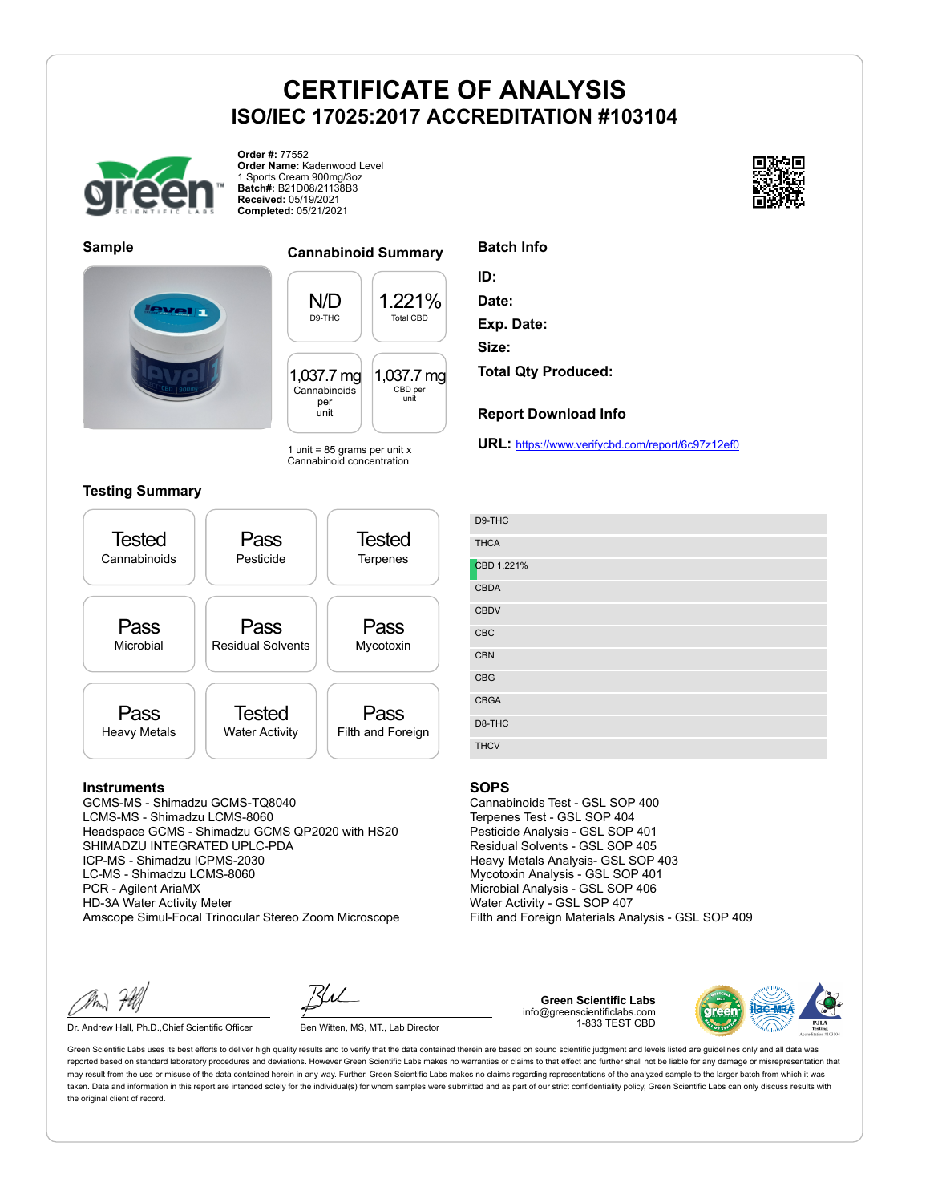# CERTIFICATE OF ANALYSIS

## ISO/IEC 17025:2017 ACCREDITATION #103104

**Order #:** 77552
**Order Name:** Kadenwood Level 1 Sports Cream 900mg/3oz
**Batch#:** B21D08/21138B3
**Received:** 05/19/2021
**Completed:** 05/21/2021

### Sample

### Cannabinoid Summary

| N/D | 1.221% |
|---|---|
| D9-THC | Total CBD |

| 1,037.7 mg | 1,037.7 mg |
|---|---|
| Cannabinoids per unit | CBD per unit |

1 unit = 85 grams per unit x Cannabinoid concentration

### Batch Info

**ID:**
**Date:**
**Exp. Date:**
**Size:**
**Total Qty Produced:**

### Report Download Info

**URL:** https://www.verifycbd.com/report/6c97z12ef0

### Testing Summary

| Tested | Pass | Tested |
|---|---|---|
| Cannabinoids | Pesticide | Terpenes |
| **Pass** | **Pass** | **Pass** |
| Microbial | Residual Solvents | Mycotoxin |
| **Pass** | **Tested** | **Pass** |
| Heavy Metals | Water Activity | Filth and Foreign |

| Cannabinoid |
|---|
| D9-THC |
| THCA |
| CBD 1.221% |
| CBDA |
| CBDV |
| CBC |
| CBN |
| CBG |
| CBGA |
| D8-THC |
| THCV |

### Instruments

GCMS-MS - Shimadzu GCMS-TQ8040
LCMS-MS - Shimadzu LCMS-8060
Headspace GCMS - Shimadzu GCMS QP2020 with HS20
SHIMADZU INTEGRATED UPLC-PDA
ICP-MS - Shimadzu ICPMS-2030
LC-MS - Shimadzu LCMS-8060
PCR - Agilent AriaMX
HD-3A Water Activity Meter
Amscope Simul-Focal Trinocular Stereo Zoom Microscope

### SOPS

Cannabinoids Test - GSL SOP 400
Terpenes Test - GSL SOP 404
Pesticide Analysis - GSL SOP 401
Residual Solvents - GSL SOP 405
Heavy Metals Analysis- GSL SOP 403
Mycotoxin Analysis - GSL SOP 401
Microbial Analysis - GSL SOP 406
Water Activity - GSL SOP 407
Filth and Foreign Materials Analysis - GSL SOP 409

Dr. Andrew Hall, Ph.D.,Chief Scientific Officer

Ben Witten, MS, MT., Lab Director

**Green Scientific Labs**
info@greenscientificlabs.com
1-833 TEST CBD

Green Scientific Labs uses its best efforts to deliver high quality results and to verify that the data contained therein are based on sound scientific judgment and levels listed are guidelines only and all data was reported based on standard laboratory procedures and deviations. However Green Scientific Labs makes no warranties or claims to that effect and further shall not be liable for any damage or misrepresentation that may result from the use or misuse of the data contained herein in any way. Further, Green Scientific Labs makes no claims regarding representations of the analyzed sample to the larger batch from which it was taken. Data and information in this report are intended solely for the individual(s) for whom samples were submitted and as part of our strict confidentiality policy, Green Scientific Labs can only discuss results with the original client of record.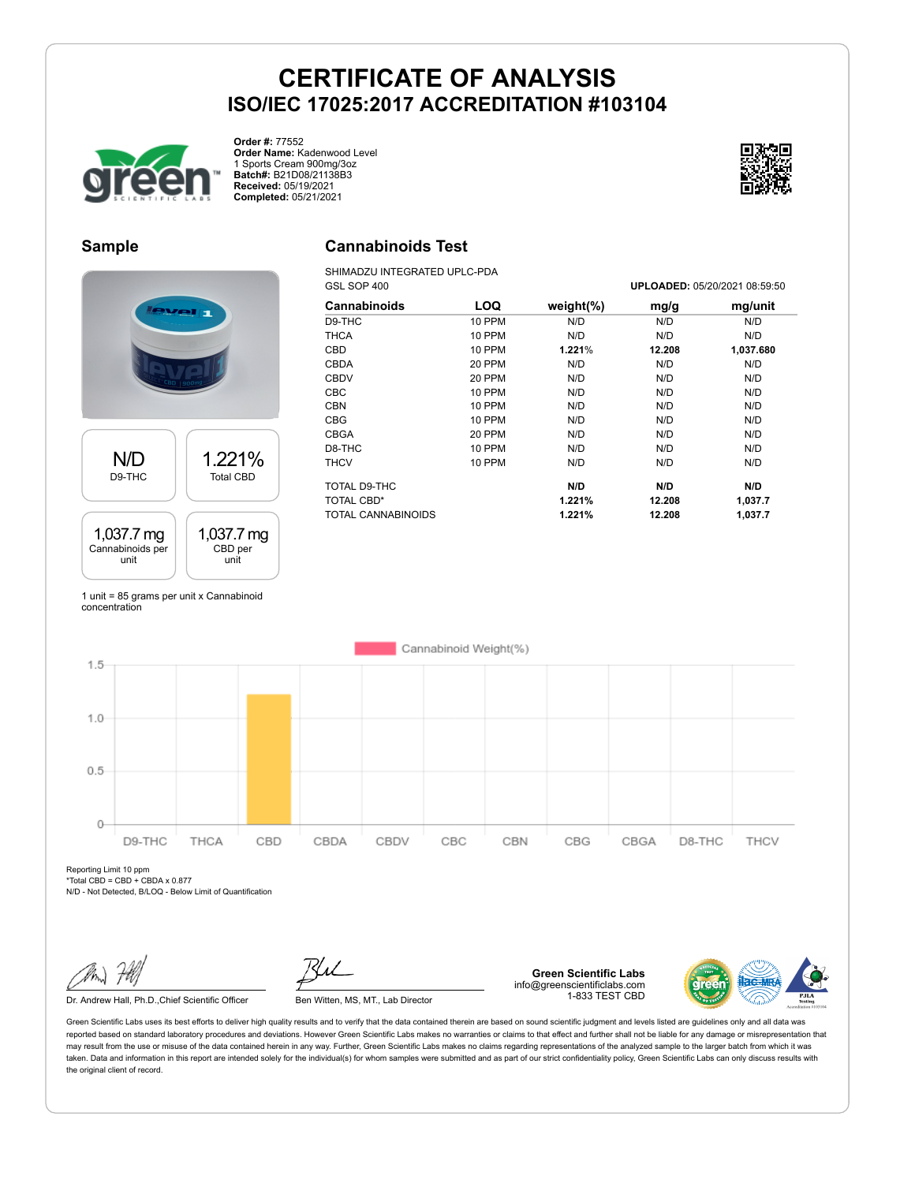# CERTIFICATE OF ANALYSIS
## ISO/IEC 17025:2017 ACCREDITATION #103104

**Order #:** 77552
**Order Name:** Kadenwood Level 1 Sports Cream 900mg/3oz
**Batch#:** B21D08/21138B3
**Received:** 05/19/2021
**Completed:** 05/21/2021

### Sample

| N/D | 1.221% |
|---|---|
| D9-THC | Total CBD |

| 1,037.7 mg | 1,037.7 mg |
|---|---|
| Cannabinoids per unit | CBD per unit |

1 unit = 85 grams per unit x Cannabinoid concentration

### Cannabinoids Test

SHIMADZU INTEGRATED UPLC-PDA
GSL SOP 400

**UPLOADED:** 05/20/2021 08:59:50

| Cannabinoids | LOQ | weight(%) | mg/g | mg/unit |
|---|---|---|---|---|
| D9-THC | 10 PPM | N/D | N/D | N/D |
| THCA | 10 PPM | N/D | N/D | N/D |
| CBD | 10 PPM | **1.221%** | **12.208** | **1,037.680** |
| CBDA | 20 PPM | N/D | N/D | N/D |
| CBDV | 20 PPM | N/D | N/D | N/D |
| CBC | 10 PPM | N/D | N/D | N/D |
| CBN | 10 PPM | N/D | N/D | N/D |
| CBG | 10 PPM | N/D | N/D | N/D |
| CBGA | 20 PPM | N/D | N/D | N/D |
| D8-THC | 10 PPM | N/D | N/D | N/D |
| THCV | 10 PPM | N/D | N/D | N/D |
| TOTAL D9-THC | | **N/D** | **N/D** | **N/D** |
| TOTAL CBD* | | **1.221%** | **12.208** | **1,037.7** |
| TOTAL CANNABINOIDS | | **1.221%** | **12.208** | **1,037.7** |

Reporting Limit 10 ppm
*Total CBD = CBD + CBDA x 0.877
N/D - Not Detected, B/LOQ - Below Limit of Quantification

Dr. Andrew Hall, Ph.D.,Chief Scientific Officer

Ben Witten, MS, MT., Lab Director

**Green Scientific Labs**
info@greenscientificlabs.com
1-833 TEST CBD

Green Scientific Labs uses its best efforts to deliver high quality results and to verify that the data contained therein are based on sound scientific judgment and levels listed are guidelines only and all data was reported based on standard laboratory procedures and deviations. However Green Scientific Labs makes no warranties or claims to that effect and further shall not be liable for any damage or misrepresentation that may result from the use or misuse of the data contained herein in any way. Further, Green Scientific Labs makes no claims regarding representations of the analyzed sample to the larger batch from which it was taken. Data and information in this report are intended solely for the individual(s) for whom samples were submitted and as part of our strict confidentiality policy, Green Scientific Labs can only discuss results with the original client of record.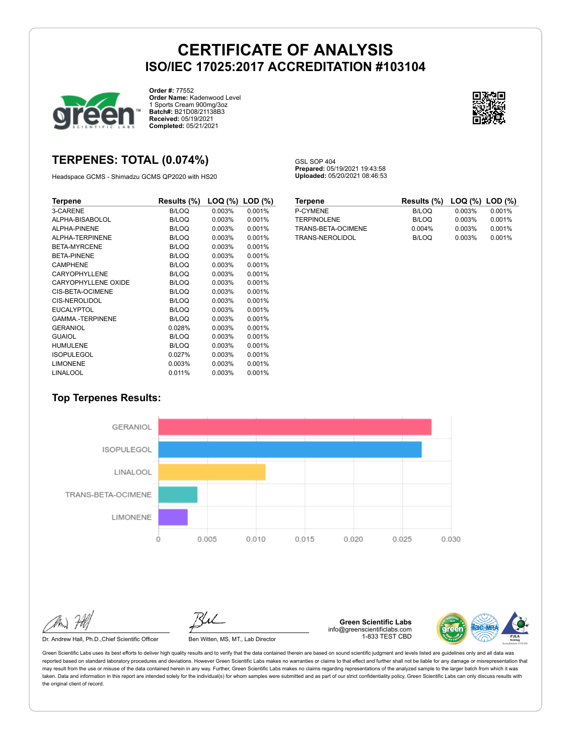# CERTIFICATE OF ANALYSIS
## ISO/IEC 17025:2017 ACCREDITATION #103104

**Order #:** 77552
**Order Name:** Kadenwood Level 1 Sports Cream 900mg/3oz
**Batch#:** B21D08/21138B3
**Received:** 05/19/2021
**Completed:** 05/21/2021

## TERPENES: TOTAL (0.074%)

Headspace GCMS - Shimadzu GCMS QP2020 with HS20

GSL SOP 404
**Prepared:** 05/19/2021 19:43:58
**Uploaded:** 05/20/2021 08:46:53

| Terpene | Results (%) | LOQ (%) | LOD (%) |
|---|---|---|---|
| 3-CARENE | B/LOQ | 0.003% | 0.001% |
| ALPHA-BISABOLOL | B/LOQ | 0.003% | 0.001% |
| ALPHA-PINENE | B/LOQ | 0.003% | 0.001% |
| ALPHA-TERPINENE | B/LOQ | 0.003% | 0.001% |
| BETA-MYRCENE | B/LOQ | 0.003% | 0.001% |
| BETA-PINENE | B/LOQ | 0.003% | 0.001% |
| CAMPHENE | B/LOQ | 0.003% | 0.001% |
| CARYOPHYLLENE | B/LOQ | 0.003% | 0.001% |
| CARYOPHYLLENE OXIDE | B/LOQ | 0.003% | 0.001% |
| CIS-BETA-OCIMENE | B/LOQ | 0.003% | 0.001% |
| CIS-NEROLIDOL | B/LOQ | 0.003% | 0.001% |
| EUCALYPTOL | B/LOQ | 0.003% | 0.001% |
| GAMMA.-TERPINENE | B/LOQ | 0.003% | 0.001% |
| GERANIOL | 0.028% | 0.003% | 0.001% |
| GUAIOL | B/LOQ | 0.003% | 0.001% |
| HUMULENE | B/LOQ | 0.003% | 0.001% |
| ISOPULEGOL | 0.027% | 0.003% | 0.001% |
| LIMONENE | 0.003% | 0.003% | 0.001% |
| LINALOOL | 0.011% | 0.003% | 0.001% |
| P-CYMENE | B/LOQ | 0.003% | 0.001% |
| TERPINOLENE | B/LOQ | 0.003% | 0.001% |
| TRANS-BETA-OCIMENE | 0.004% | 0.003% | 0.001% |
| TRANS-NEROLIDOL | B/LOQ | 0.003% | 0.001% |

### Top Terpenes Results:

| Terpene | Result |
|---|---|
| GERANIOL | 0.028 |
| ISOPULEGOL | 0.027 |
| LINALOOL | 0.011 |
| TRANS-BETA-OCIMENE | 0.004 |
| LIMONENE | 0.003 |

Dr. Andrew Hall, Ph.D.,Chief Scientific Officer

Ben Witten, MS, MT., Lab Director

**Green Scientific Labs**
info@greenscientificlabs.com
1-833 TEST CBD

Green Scientific Labs uses its best efforts to deliver high quality results and to verify that the data contained therein are based on sound scientific judgment and levels listed are guidelines only and all data was reported based on standard laboratory procedures and deviations. However Green Scientific Labs makes no warranties or claims to that effect and further shall not be liable for any damage or misrepresentation that may result from the use or misuse of the data contained herein in any way. Further, Green Scientific Labs makes no claims regarding representations of the analyzed sample to the larger batch from which it was taken. Data and information in this report are intended solely for the individual(s) for whom samples were submitted and as part of our strict confidentiality policy, Green Scientific Labs can only discuss results with the original client of record.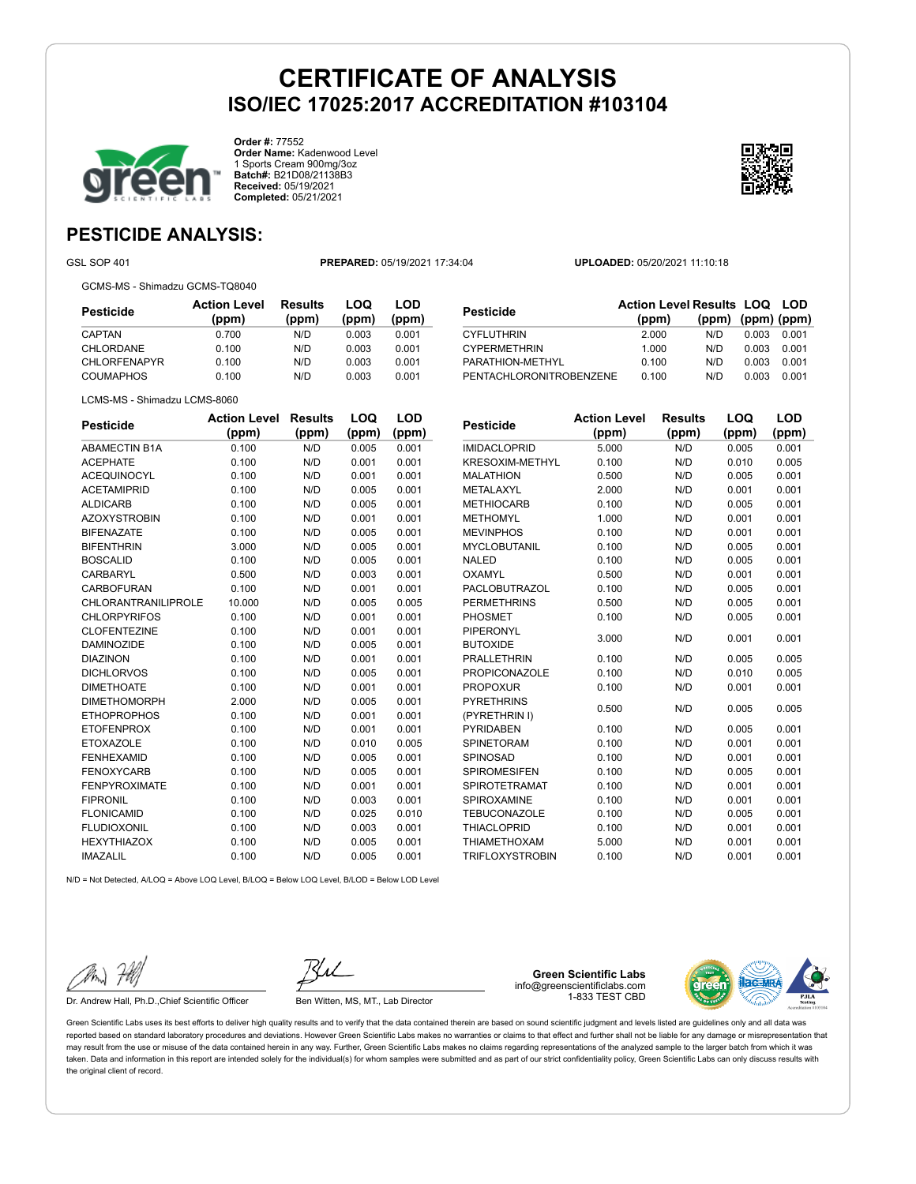# CERTIFICATE OF ANALYSIS

## ISO/IEC 17025:2017 ACCREDITATION #103104

**Order #:** 77552
**Order Name:** Kadenwood Level 1 Sports Cream 900mg/3oz
**Batch#:** B21D08/21138B3
**Received:** 05/19/2021
**Completed:** 05/21/2021

## PESTICIDE ANALYSIS:

GSL SOP 401 **PREPARED:** 05/19/2021 17:34:04 **UPLOADED:** 05/20/2021 11:10:18

GCMS-MS - Shimadzu GCMS-TQ8040

| Pesticide | Action Level (ppm) | Results (ppm) | LOQ (ppm) | LOD (ppm) |
|---|---|---|---|---|
| CAPTAN | 0.700 | N/D | 0.003 | 0.001 |
| CHLORDANE | 0.100 | N/D | 0.003 | 0.001 |
| CHLORFENAPYR | 0.100 | N/D | 0.003 | 0.001 |
| COUMAPHOS | 0.100 | N/D | 0.003 | 0.001 |
| CYFLUTHRIN | 2.000 | N/D | 0.003 | 0.001 |
| CYPERMETHRIN | 1.000 | N/D | 0.003 | 0.001 |
| PARATHION-METHYL | 0.100 | N/D | 0.003 | 0.001 |
| PENTACHLORONITROBENZENE | 0.100 | N/D | 0.003 | 0.001 |

LCMS-MS - Shimadzu LCMS-8060

| Pesticide | Action Level (ppm) | Results (ppm) | LOQ (ppm) | LOD (ppm) |
|---|---|---|---|---|
| ABAMECTIN B1A | 0.100 | N/D | 0.005 | 0.001 |
| ACEPHATE | 0.100 | N/D | 0.001 | 0.001 |
| ACEQUINOCYL | 0.100 | N/D | 0.001 | 0.001 |
| ACETAMIPRID | 0.100 | N/D | 0.005 | 0.001 |
| ALDICARB | 0.100 | N/D | 0.005 | 0.001 |
| AZOXYSTROBIN | 0.100 | N/D | 0.001 | 0.001 |
| BIFENAZATE | 0.100 | N/D | 0.005 | 0.001 |
| BIFENTHRIN | 3.000 | N/D | 0.005 | 0.001 |
| BOSCALID | 0.100 | N/D | 0.005 | 0.001 |
| CARBARYL | 0.500 | N/D | 0.003 | 0.001 |
| CARBOFURAN | 0.100 | N/D | 0.001 | 0.001 |
| CHLORANTRANILIPROLE | 10.000 | N/D | 0.005 | 0.005 |
| CHLORPYRIFOS | 0.100 | N/D | 0.001 | 0.001 |
| CLOFENTEZINE | 0.100 | N/D | 0.001 | 0.001 |
| DAMINOZIDE | 0.100 | N/D | 0.005 | 0.001 |
| DIAZINON | 0.100 | N/D | 0.001 | 0.001 |
| DICHLORVOS | 0.100 | N/D | 0.005 | 0.001 |
| DIMETHOATE | 0.100 | N/D | 0.001 | 0.001 |
| DIMETHOMORPH | 2.000 | N/D | 0.005 | 0.001 |
| ETHOPROPHOS | 0.100 | N/D | 0.001 | 0.001 |
| ETOFENPROX | 0.100 | N/D | 0.001 | 0.001 |
| ETOXAZOLE | 0.100 | N/D | 0.010 | 0.005 |
| FENHEXAMID | 0.100 | N/D | 0.005 | 0.001 |
| FENOXYCARB | 0.100 | N/D | 0.005 | 0.001 |
| FENPYROXIMATE | 0.100 | N/D | 0.001 | 0.001 |
| FIPRONIL | 0.100 | N/D | 0.003 | 0.001 |
| FLONICAMID | 0.100 | N/D | 0.025 | 0.010 |
| FLUDIOXONIL | 0.100 | N/D | 0.003 | 0.001 |
| HEXYTHIAZOX | 0.100 | N/D | 0.005 | 0.001 |
| IMAZALIL | 0.100 | N/D | 0.005 | 0.001 |
| IMIDACLOPRID | 5.000 | N/D | 0.005 | 0.001 |
| KRESOXIM-METHYL | 0.100 | N/D | 0.010 | 0.005 |
| MALATHION | 0.500 | N/D | 0.005 | 0.001 |
| METALAXYL | 2.000 | N/D | 0.001 | 0.001 |
| METHIOCARB | 0.100 | N/D | 0.005 | 0.001 |
| METHOMYL | 1.000 | N/D | 0.001 | 0.001 |
| MEVINPHOS | 0.100 | N/D | 0.001 | 0.001 |
| MYCLOBUTANIL | 0.100 | N/D | 0.005 | 0.001 |
| NALED | 0.100 | N/D | 0.005 | 0.001 |
| OXAMYL | 0.500 | N/D | 0.001 | 0.001 |
| PACLOBUTRAZOL | 0.100 | N/D | 0.005 | 0.001 |
| PERMETHRINS | 0.500 | N/D | 0.005 | 0.001 |
| PHOSMET | 0.100 | N/D | 0.005 | 0.001 |
| PIPERONYL BUTOXIDE | 3.000 | N/D | 0.001 | 0.001 |
| PRALLETHRIN | 0.100 | N/D | 0.005 | 0.005 |
| PROPICONAZOLE | 0.100 | N/D | 0.010 | 0.005 |
| PROPOXUR | 0.100 | N/D | 0.001 | 0.001 |
| PYRETHRINS (PYRETHRIN I) | 0.500 | N/D | 0.005 | 0.005 |
| PYRIDABEN | 0.100 | N/D | 0.005 | 0.001 |
| SPINETORAM | 0.100 | N/D | 0.001 | 0.001 |
| SPINOSAD | 0.100 | N/D | 0.001 | 0.001 |
| SPIROMESIFEN | 0.100 | N/D | 0.005 | 0.001 |
| SPIROTETRAMAT | 0.100 | N/D | 0.001 | 0.001 |
| SPIROXAMINE | 0.100 | N/D | 0.001 | 0.001 |
| TEBUCONAZOLE | 0.100 | N/D | 0.005 | 0.001 |
| THIACLOPRID | 0.100 | N/D | 0.001 | 0.001 |
| THIAMETHOXAM | 5.000 | N/D | 0.001 | 0.001 |
| TRIFLOXYSTROBIN | 0.100 | N/D | 0.001 | 0.001 |

N/D = Not Detected, A/LOQ = Above LOQ Level, B/LOQ = Below LOQ Level, B/LOD = Below LOD Level

Dr. Andrew Hall, Ph.D.,Chief Scientific Officer

Ben Witten, MS, MT., Lab Director

**Green Scientific Labs**
info@greenscientificlabs.com
1-833 TEST CBD

Green Scientific Labs uses its best efforts to deliver high quality results and to verify that the data contained therein are based on sound scientific judgment and levels listed are guidelines only and all data was reported based on standard laboratory procedures and deviations. However Green Scientific Labs makes no warranties or claims to that effect and further shall not be liable for any damage or misrepresentation that may result from the use or misuse of the data contained herein in any way. Further, Green Scientific Labs makes no claims regarding representations of the analyzed sample to the larger batch from which it was taken. Data and information in this report are intended solely for the individual(s) for whom samples were submitted and as part of our strict confidentiality policy, Green Scientific Labs can only discuss results with the original client of record.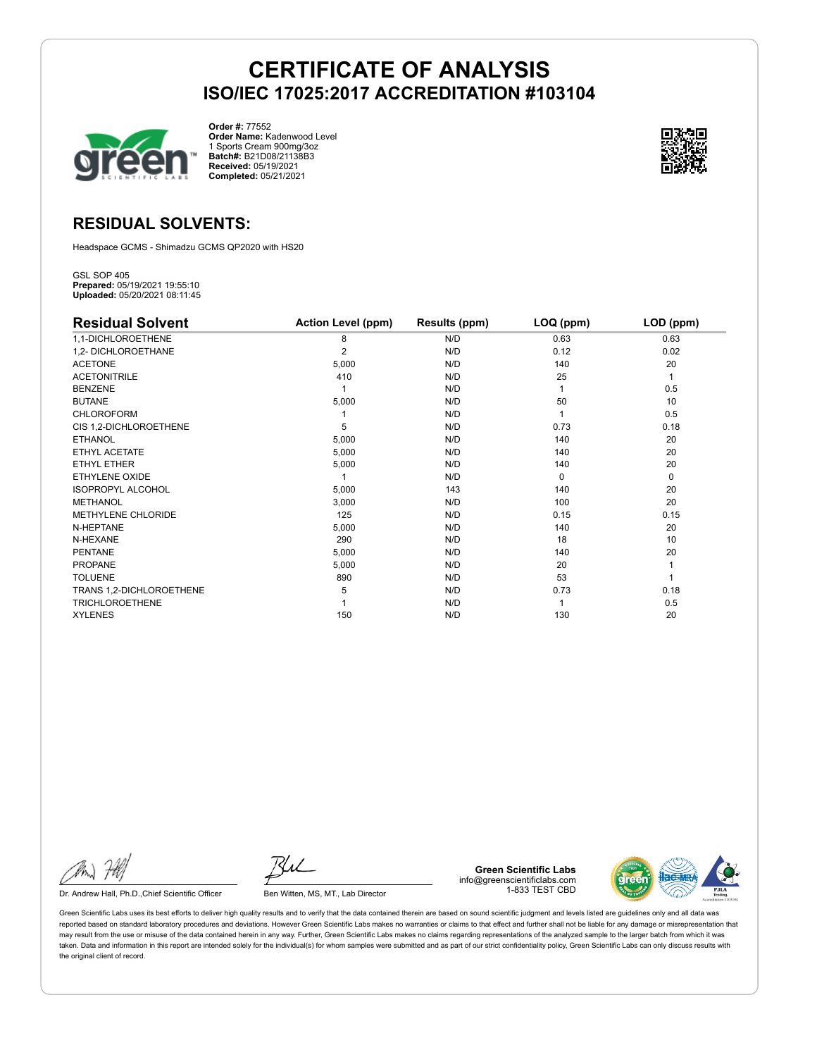# CERTIFICATE OF ANALYSIS
## ISO/IEC 17025:2017 ACCREDITATION #103104

**Order #:** 77552
**Order Name:** Kadenwood Level 1 Sports Cream 900mg/3oz
**Batch#:** B21D08/21138B3
**Received:** 05/19/2021
**Completed:** 05/21/2021

## RESIDUAL SOLVENTS:

Headspace GCMS - Shimadzu GCMS QP2020 with HS20

GSL SOP 405
**Prepared:** 05/19/2021 19:55:10
**Uploaded:** 05/20/2021 08:11:45

| Residual Solvent | Action Level (ppm) | Results (ppm) | LOQ (ppm) | LOD (ppm) |
|---|---|---|---|---|
| 1,1-DICHLOROETHENE | 8 | N/D | 0.63 | 0.63 |
| 1,2- DICHLOROETHANE | 2 | N/D | 0.12 | 0.02 |
| ACETONE | 5,000 | N/D | 140 | 20 |
| ACETONITRILE | 410 | N/D | 25 | 1 |
| BENZENE | 1 | N/D | 1 | 0.5 |
| BUTANE | 5,000 | N/D | 50 | 10 |
| CHLOROFORM | 1 | N/D | 1 | 0.5 |
| CIS 1,2-DICHLOROETHENE | 5 | N/D | 0.73 | 0.18 |
| ETHANOL | 5,000 | N/D | 140 | 20 |
| ETHYL ACETATE | 5,000 | N/D | 140 | 20 |
| ETHYL ETHER | 5,000 | N/D | 140 | 20 |
| ETHYLENE OXIDE | 1 | N/D | 0 | 0 |
| ISOPROPYL ALCOHOL | 5,000 | 143 | 140 | 20 |
| METHANOL | 3,000 | N/D | 100 | 20 |
| METHYLENE CHLORIDE | 125 | N/D | 0.15 | 0.15 |
| N-HEPTANE | 5,000 | N/D | 140 | 20 |
| N-HEXANE | 290 | N/D | 18 | 10 |
| PENTANE | 5,000 | N/D | 140 | 20 |
| PROPANE | 5,000 | N/D | 20 | 1 |
| TOLUENE | 890 | N/D | 53 | 1 |
| TRANS 1,2-DICHLOROETHENE | 5 | N/D | 0.73 | 0.18 |
| TRICHLOROETHENE | 1 | N/D | 1 | 0.5 |
| XYLENES | 150 | N/D | 130 | 20 |

Dr. Andrew Hall, Ph.D.,Chief Scientific Officer

Ben Witten, MS, MT., Lab Director

**Green Scientific Labs**
info@greenscientificlabs.com
1-833 TEST CBD

Green Scientific Labs uses its best efforts to deliver high quality results and to verify that the data contained therein are based on sound scientific judgment and levels listed are guidelines only and all data was reported based on standard laboratory procedures and deviations. However Green Scientific Labs makes no warranties or claims to that effect and further shall not be liable for any damage or misrepresentation that may result from the use or misuse of the data contained herein in any way. Further, Green Scientific Labs makes no claims regarding representations of the analyzed sample to the larger batch from which it was taken. Data and information in this report are intended solely for the individual(s) for whom samples were submitted and as part of our strict confidentiality policy, Green Scientific Labs can only discuss results with the original client of record.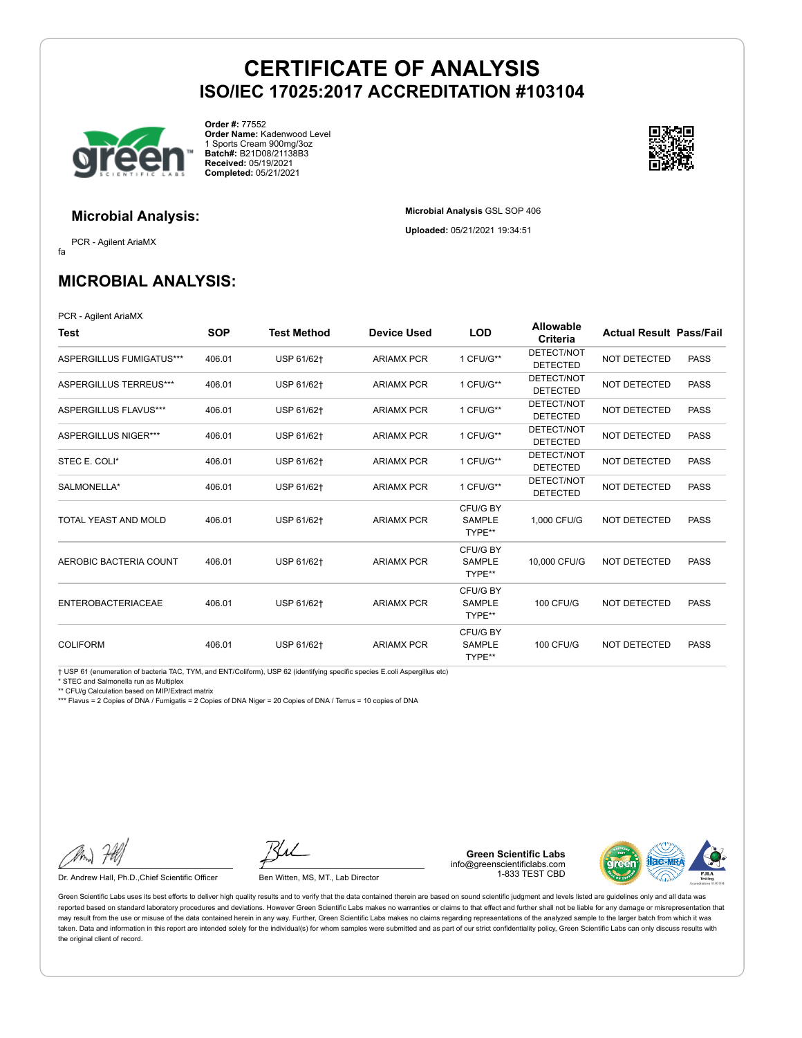# CERTIFICATE OF ANALYSIS
## ISO/IEC 17025:2017 ACCREDITATION #103104

**Order #:** 77552
**Order Name:** Kadenwood Level 1 Sports Cream 900mg/3oz
**Batch#:** B21D08/21138B3
**Received:** 05/19/2021
**Completed:** 05/21/2021

### Microbial Analysis:

PCR - Agilent AriaMX

fa

**Microbial Analysis** GSL SOP 406

**Uploaded:** 05/21/2021 19:34:51

## MICROBIAL ANALYSIS:

PCR - Agilent AriaMX

| Test | SOP | Test Method | Device Used | LOD | Allowable Criteria | Actual Result | Pass/Fail |
|---|---|---|---|---|---|---|---|
| ASPERGILLUS FUMIGATUS*** | 406.01 | USP 61/62† | ARIAMX PCR | 1 CFU/G** | DETECT/NOT DETECTED | NOT DETECTED | PASS |
| ASPERGILLUS TERREUS*** | 406.01 | USP 61/62† | ARIAMX PCR | 1 CFU/G** | DETECT/NOT DETECTED | NOT DETECTED | PASS |
| ASPERGILLUS FLAVUS*** | 406.01 | USP 61/62† | ARIAMX PCR | 1 CFU/G** | DETECT/NOT DETECTED | NOT DETECTED | PASS |
| ASPERGILLUS NIGER*** | 406.01 | USP 61/62† | ARIAMX PCR | 1 CFU/G** | DETECT/NOT DETECTED | NOT DETECTED | PASS |
| STEC E. COLI* | 406.01 | USP 61/62† | ARIAMX PCR | 1 CFU/G** | DETECT/NOT DETECTED | NOT DETECTED | PASS |
| SALMONELLA* | 406.01 | USP 61/62† | ARIAMX PCR | 1 CFU/G** | DETECT/NOT DETECTED | NOT DETECTED | PASS |
| TOTAL YEAST AND MOLD | 406.01 | USP 61/62† | ARIAMX PCR | CFU/G BY SAMPLE TYPE** | 1,000 CFU/G | NOT DETECTED | PASS |
| AEROBIC BACTERIA COUNT | 406.01 | USP 61/62† | ARIAMX PCR | CFU/G BY SAMPLE TYPE** | 10,000 CFU/G | NOT DETECTED | PASS |
| ENTEROBACTERIACEAE | 406.01 | USP 61/62† | ARIAMX PCR | CFU/G BY SAMPLE TYPE** | 100 CFU/G | NOT DETECTED | PASS |
| COLIFORM | 406.01 | USP 61/62† | ARIAMX PCR | CFU/G BY SAMPLE TYPE** | 100 CFU/G | NOT DETECTED | PASS |

† USP 61 (enumeration of bacteria TAC, TYM, and ENT/Coliform), USP 62 (identifying specific species E.coli Aspergillus etc)
* STEC and Salmonella run as Multiplex
** CFU/g Calculation based on MIP/Extract matrix
*** Flavus = 2 Copies of DNA / Fumigatis = 2 Copies of DNA Niger = 20 Copies of DNA / Terrus = 10 copies of DNA

Dr. Andrew Hall, Ph.D.,Chief Scientific Officer

Ben Witten, MS, MT., Lab Director

**Green Scientific Labs**
info@greenscientificlabs.com
1-833 TEST CBD

Green Scientific Labs uses its best efforts to deliver high quality results and to verify that the data contained therein are based on sound scientific judgment and levels listed are guidelines only and all data was reported based on standard laboratory procedures and deviations. However Green Scientific Labs makes no warranties or claims to that effect and further shall not be liable for any damage or misrepresentation that may result from the use or misuse of the data contained herein in any way. Further, Green Scientific Labs makes no claims regarding representations of the analyzed sample to the larger batch from which it was taken. Data and information in this report are intended solely for the individual(s) for whom samples were submitted and as part of our strict confidentiality policy, Green Scientific Labs can only discuss results with the original client of record.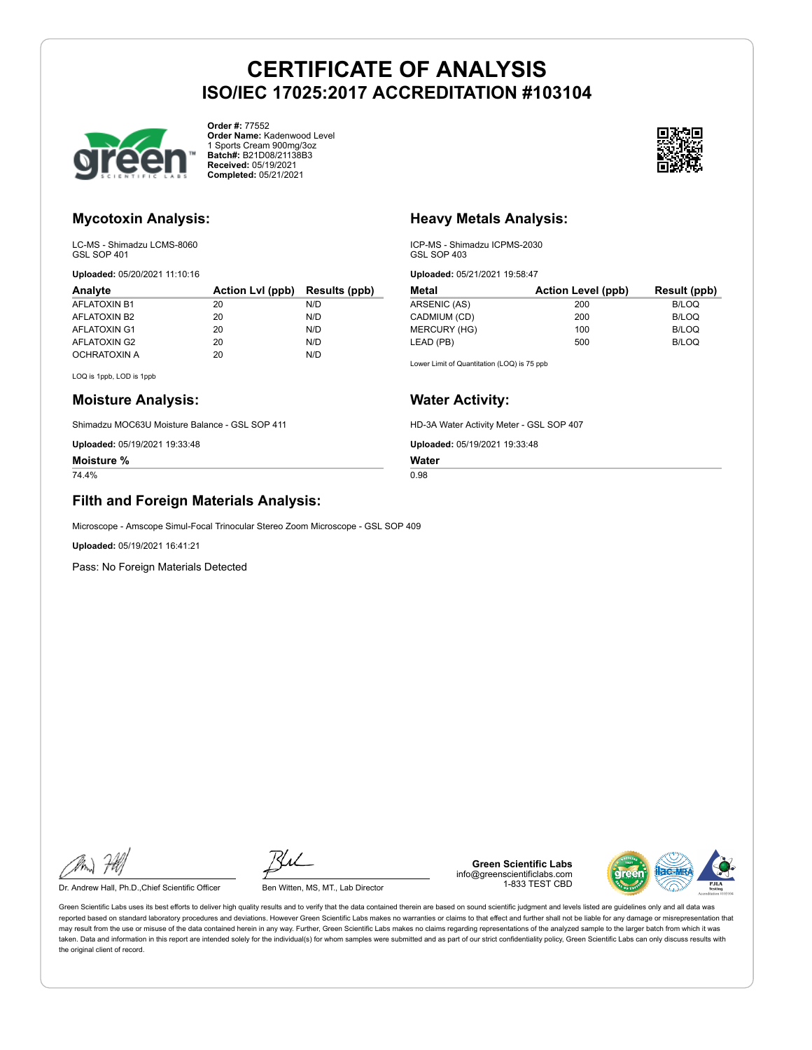// CERTIFICATE OF ANALYSIS
## ISO/IEC 17025:2017 ACCREDITATION #103104

**Order #:** 77552
**Order Name:** Kadenwood Level 1 Sports Cream 900mg/3oz
**Batch#:** B21D08/21138B3
**Received:** 05/19/2021
**Completed:** 05/21/2021

## Mycotoxin Analysis:

LC-MS - Shimadzu LCMS-8060
GSL SOP 401

**Uploaded:** 05/20/2021 11:10:16

| Analyte | Action Lvl (ppb) | Results (ppb) |
|---|---|---|
| AFLATOXIN B1 | 20 | N/D |
| AFLATOXIN B2 | 20 | N/D |
| AFLATOXIN G1 | 20 | N/D |
| AFLATOXIN G2 | 20 | N/D |
| OCHRATOXIN A | 20 | N/D |

LOQ is 1ppb, LOD is 1ppb

## Heavy Metals Analysis:

ICP-MS - Shimadzu ICPMS-2030
GSL SOP 403

**Uploaded:** 05/21/2021 19:58:47

| Metal | Action Level (ppb) | Result (ppb) |
|---|---|---|
| ARSENIC (AS) | 200 | B/LOQ |
| CADMIUM (CD) | 200 | B/LOQ |
| MERCURY (HG) | 100 | B/LOQ |
| LEAD (PB) | 500 | B/LOQ |

Lower Limit of Quantitation (LOQ) is 75 ppb

## Moisture Analysis:

Shimadzu MOC63U Moisture Balance - GSL SOP 411

**Uploaded:** 05/19/2021 19:33:48

| Moisture % |
|---|
| 74.4% |

## Water Activity:

HD-3A Water Activity Meter - GSL SOP 407

**Uploaded:** 05/19/2021 19:33:48

| Water |
|---|
| 0.98 |

## Filth and Foreign Materials Analysis:

Microscope - Amscope Simul-Focal Trinocular Stereo Zoom Microscope - GSL SOP 409

**Uploaded:** 05/19/2021 16:41:21

Pass: No Foreign Materials Detected

Dr. Andrew Hall, Ph.D.,Chief Scientific Officer

Ben Witten, MS, MT., Lab Director

**Green Scientific Labs**
info@greenscientificlabs.com
1-833 TEST CBD

Green Scientific Labs uses its best efforts to deliver high quality results and to verify that the data contained therein are based on sound scientific judgment and levels listed are guidelines only and all data was reported based on standard laboratory procedures and deviations. However Green Scientific Labs makes no warranties or claims to that effect and further shall not be liable for any damage or misrepresentation that may result from the use or misuse of the data contained herein in any way. Further, Green Scientific Labs makes no claims regarding representations of the analyzed sample to the larger batch from which it was taken. Data and information in this report are intended solely for the individual(s) for whom samples were submitted and as part of our strict confidentiality policy, Green Scientific Labs can only discuss results with the original client of record.